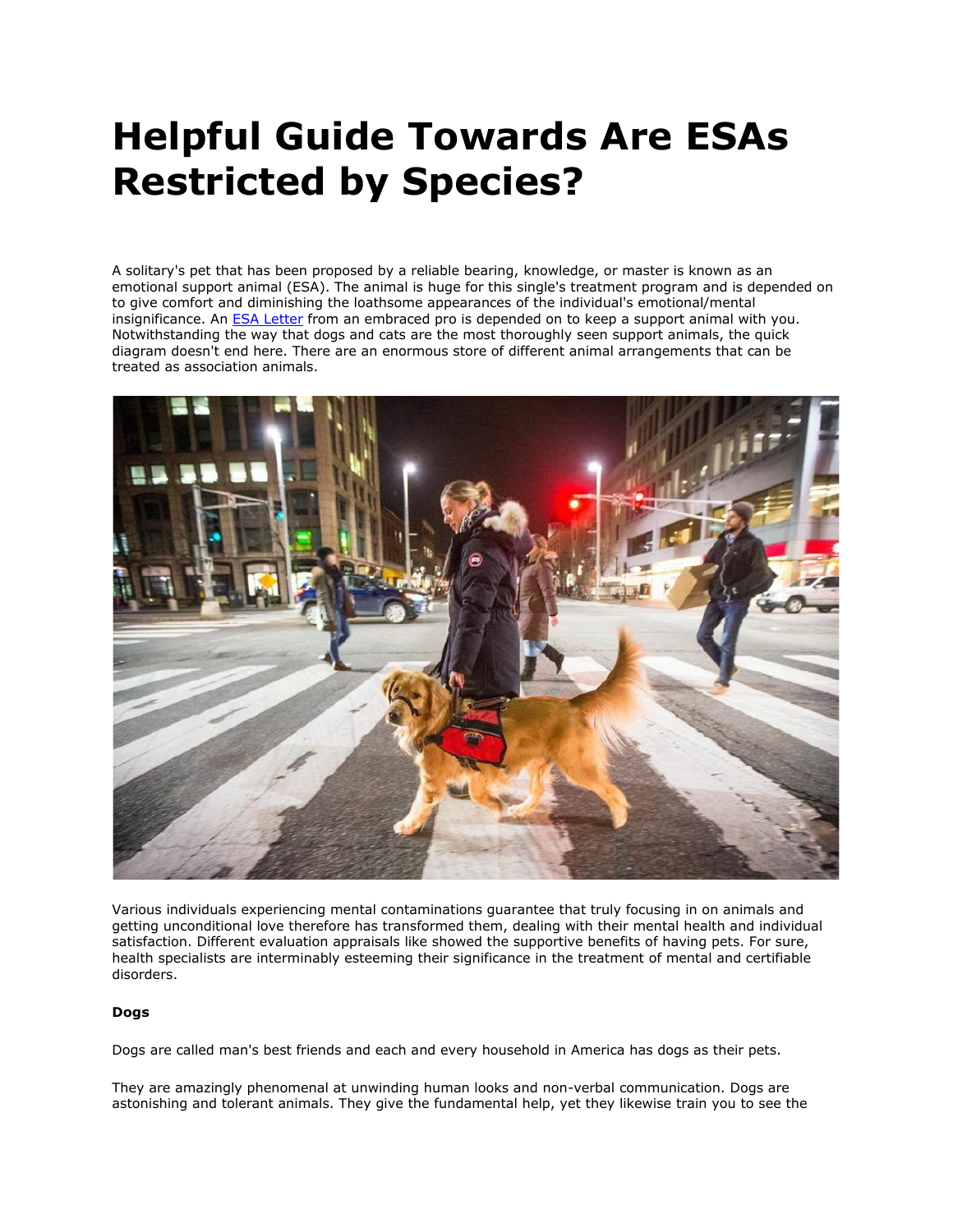# Helpful Guide Towards Are ESAs Restricted by Species?

A solitary's pet that has been proposed by a reliable bearing, knowledge, or master is known as an emotional support animal (ESA). The animal is huge for this single's treatment program and is depended on to give comfort and diminishing the loathsome appearances of the individual's emotional/mental insignificance. An [ESA Letter]() from an embraced pro is depended on to keep a support animal with you. Notwithstanding the way that dogs and cats are the most thoroughly seen support animals, the quick diagram doesn't end here. There are an enormous store of different animal arrangements that can be treated as association animals.

Various individuals experiencing mental contaminations guarantee that truly focusing in on animals and getting unconditional love therefore has transformed them, dealing with their mental health and individual satisfaction. Different evaluation appraisals like showed the supportive benefits of having pets. For sure, health specialists are interminably esteeming their significance in the treatment of mental and certifiable disorders.

**Dogs**

Dogs are called man's best friends and each and every household in America has dogs as their pets.

They are amazingly phenomenal at unwinding human looks and non-verbal communication. Dogs are astonishing and tolerant animals. They give the fundamental help, yet they likewise train you to see the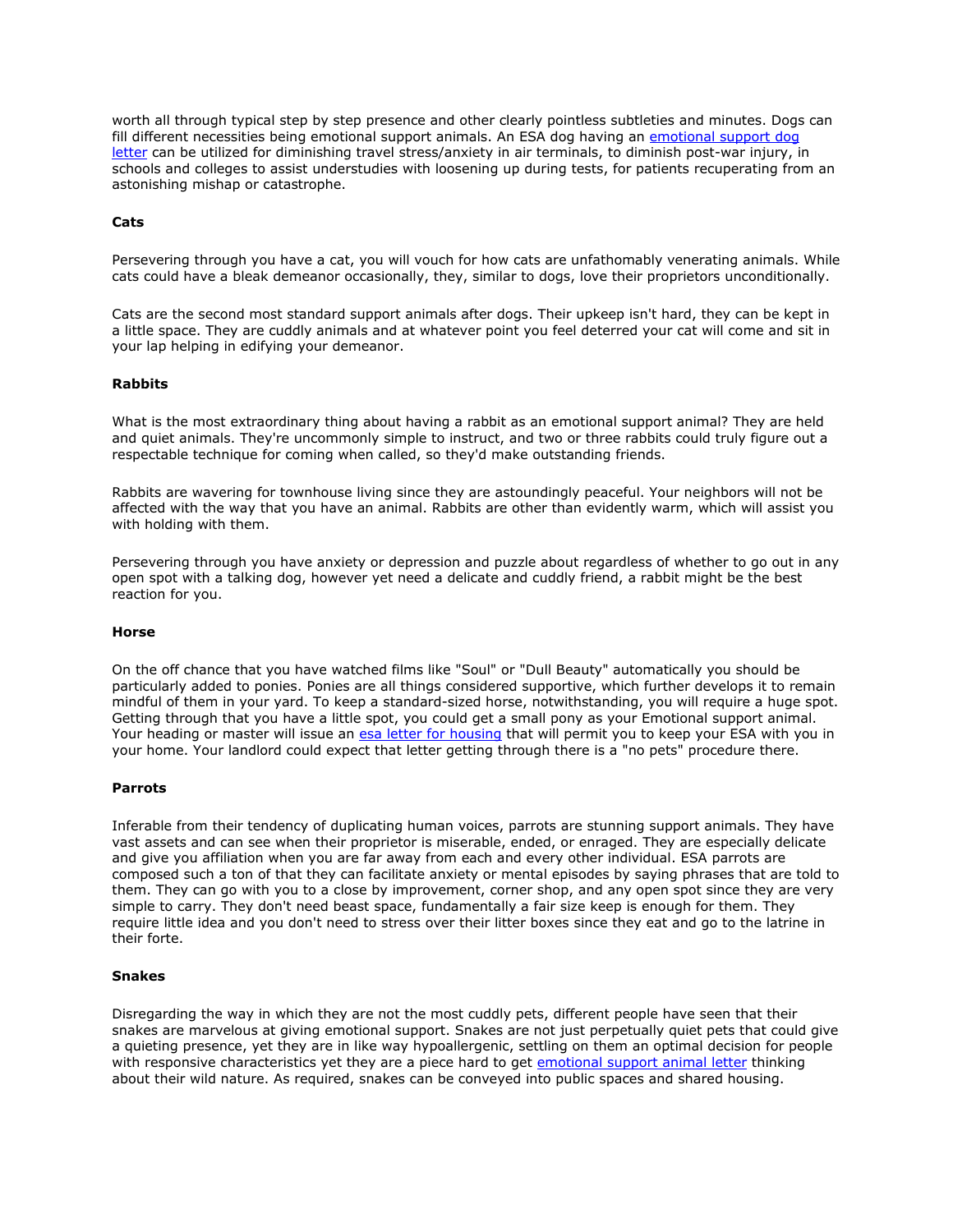worth all through typical step by step presence and other clearly pointless subtleties and minutes. Dogs can fill different necessities being emotional support animals. An ESA dog having an [emotional support dog letter]() can be utilized for diminishing travel stress/anxiety in air terminals, to diminish post-war injury, in schools and colleges to assist understudies with loosening up during tests, for patients recuperating from an astonishing mishap or catastrophe.

**Cats**

Persevering through you have a cat, you will vouch for how cats are unfathomably venerating animals. While cats could have a bleak demeanor occasionally, they, similar to dogs, love their proprietors unconditionally.

Cats are the second most standard support animals after dogs. Their upkeep isn't hard, they can be kept in a little space. They are cuddly animals and at whatever point you feel deterred your cat will come and sit in your lap helping in edifying your demeanor.

**Rabbits**

What is the most extraordinary thing about having a rabbit as an emotional support animal? They are held and quiet animals. They're uncommonly simple to instruct, and two or three rabbits could truly figure out a respectable technique for coming when called, so they'd make outstanding friends.

Rabbits are wavering for townhouse living since they are astoundingly peaceful. Your neighbors will not be affected with the way that you have an animal. Rabbits are other than evidently warm, which will assist you with holding with them.

Persevering through you have anxiety or depression and puzzle about regardless of whether to go out in any open spot with a talking dog, however yet need a delicate and cuddly friend, a rabbit might be the best reaction for you.

**Horse**

On the off chance that you have watched films like "Soul" or "Dull Beauty" automatically you should be particularly added to ponies. Ponies are all things considered supportive, which further develops it to remain mindful of them in your yard. To keep a standard-sized horse, notwithstanding, you will require a huge spot. Getting through that you have a little spot, you could get a small pony as your Emotional support animal. Your heading or master will issue an [esa letter for housing]() that will permit you to keep your ESA with you in your home. Your landlord could expect that letter getting through there is a "no pets" procedure there.

**Parrots**

Inferable from their tendency of duplicating human voices, parrots are stunning support animals. They have vast assets and can see when their proprietor is miserable, ended, or enraged. They are especially delicate and give you affiliation when you are far away from each and every other individual. ESA parrots are composed such a ton of that they can facilitate anxiety or mental episodes by saying phrases that are told to them. They can go with you to a close by improvement, corner shop, and any open spot since they are very simple to carry. They don't need beast space, fundamentally a fair size keep is enough for them. They require little idea and you don't need to stress over their litter boxes since they eat and go to the latrine in their forte.

**Snakes**

Disregarding the way in which they are not the most cuddly pets, different people have seen that their snakes are marvelous at giving emotional support. Snakes are not just perpetually quiet pets that could give a quieting presence, yet they are in like way hypoallergenic, settling on them an optimal decision for people with responsive characteristics yet they are a piece hard to get [emotional support animal letter]() thinking about their wild nature. As required, snakes can be conveyed into public spaces and shared housing.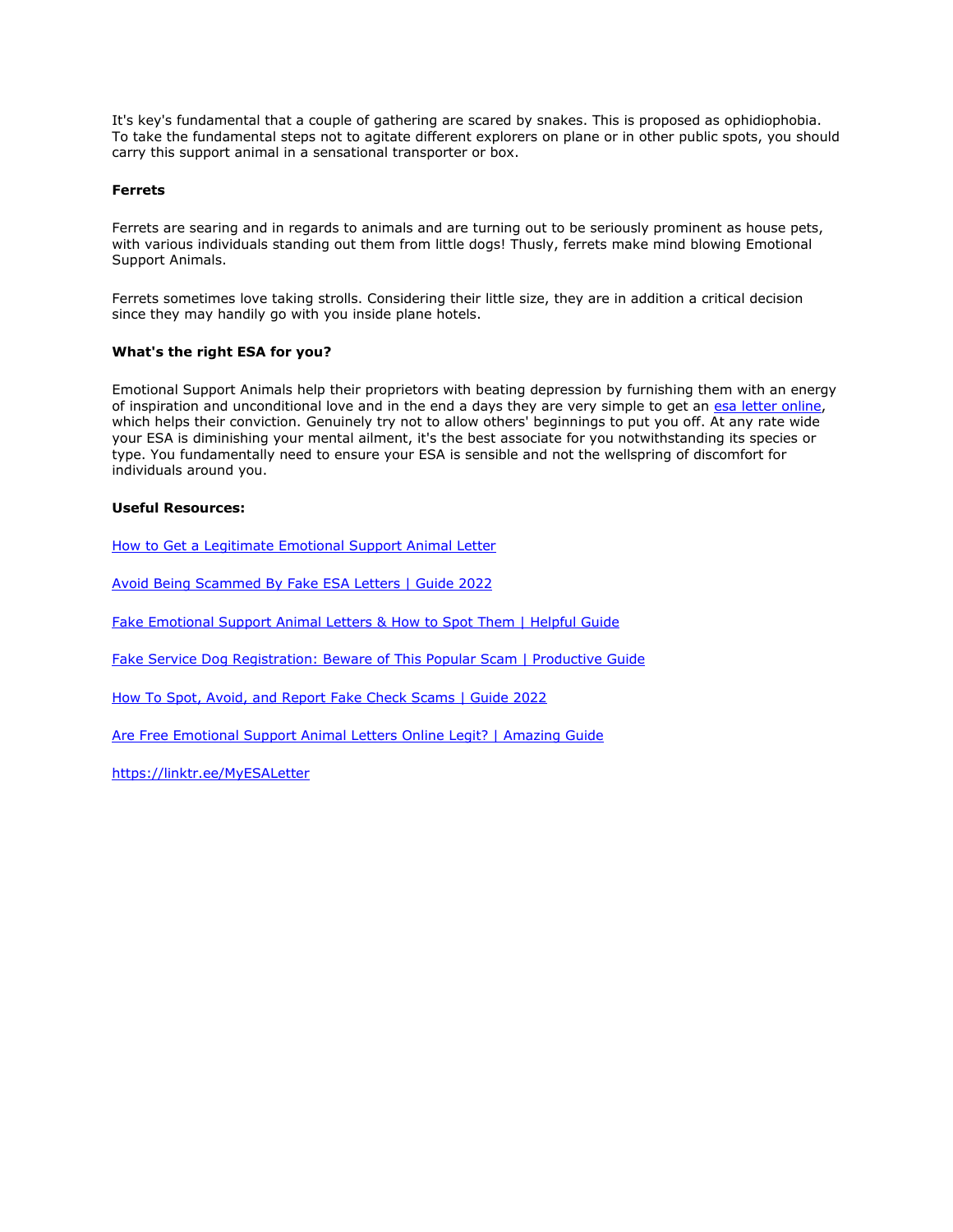It's key's fundamental that a couple of gathering are scared by snakes. This is proposed as ophidiophobia. To take the fundamental steps not to agitate different explorers on plane or in other public spots, you should carry this support animal in a sensational transporter or box.

**Ferrets**

Ferrets are searing and in regards to animals and are turning out to be seriously prominent as house pets, with various individuals standing out them from little dogs! Thusly, ferrets make mind blowing Emotional Support Animals.

Ferrets sometimes love taking strolls. Considering their little size, they are in addition a critical decision since they may handily go with you inside plane hotels.

**What's the right ESA for you?**

Emotional Support Animals help their proprietors with beating depression by furnishing them with an energy of inspiration and unconditional love and in the end a days they are very simple to get an [esa letter online](), which helps their conviction. Genuinely try not to allow others' beginnings to put you off. At any rate wide your ESA is diminishing your mental ailment, it's the best associate for you notwithstanding its species or type. You fundamentally need to ensure your ESA is sensible and not the wellspring of discomfort for individuals around you.

**Useful Resources:**

[How to Get a Legitimate Emotional Support Animal Letter]()

[Avoid Being Scammed By Fake ESA Letters | Guide 2022]()

[Fake Emotional Support Animal Letters & How to Spot Them | Helpful Guide]()

[Fake Service Dog Registration: Beware of This Popular Scam | Productive Guide]()

[How To Spot, Avoid, and Report Fake Check Scams | Guide 2022]()

[Are Free Emotional Support Animal Letters Online Legit? | Amazing Guide]()

[https://linktr.ee/MyESALetter](https://linktr.ee/MyESALetter)